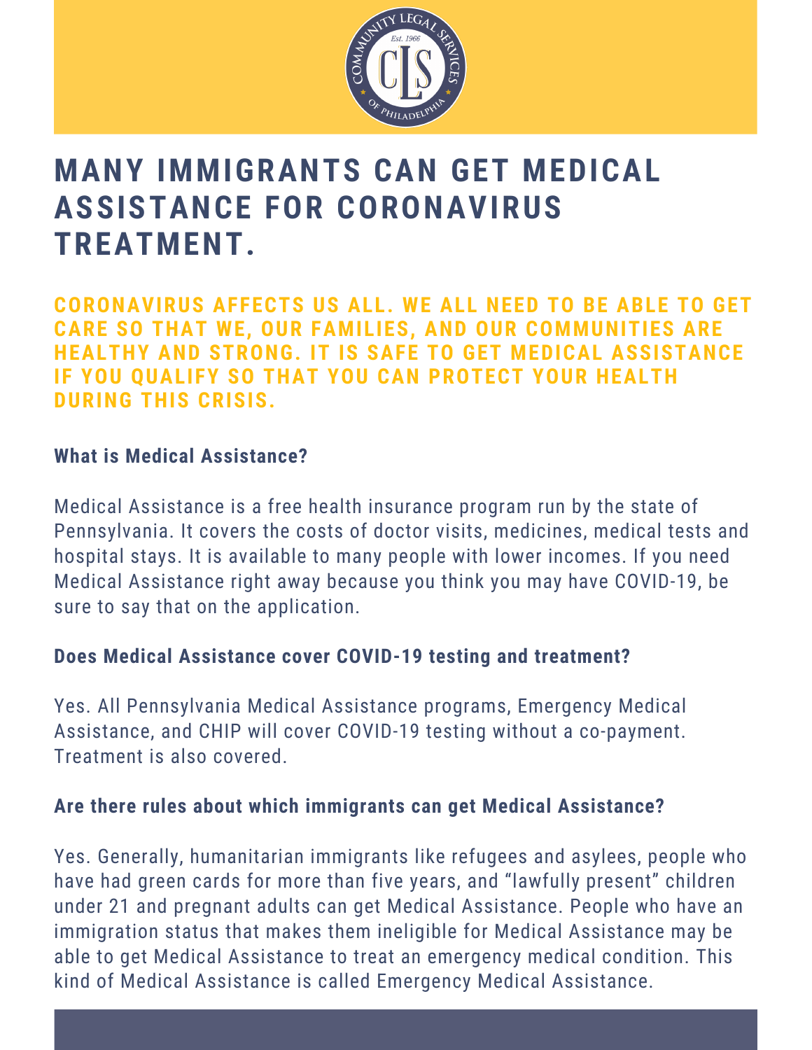# MANY IMMIGRANTS CAN GET MEDICAL ASSISTANCE FOR CORONAVIRUS TREATMENT.

**CORONAVIRUS AFFECTS US ALL. WE ALL NEED TO BE ABLE TO GET CARE SO THAT WE, OUR FAMILIES, AND OUR COMMUNITIES ARE HEALTHY AND STRONG. IT IS SAFE TO GET MEDICAL ASSISTANCE IF YOU QUALIFY SO THAT YOU CAN PROTECT YOUR HEALTH DURING THIS CRISIS.**

### What is Medical Assistance?

Medical Assistance is a free health insurance program run by the state of Pennsylvania. It covers the costs of doctor visits, medicines, medical tests and hospital stays. It is available to many people with lower incomes. If you need Medical Assistance right away because you think you may have COVID-19, be sure to say that on the application.

### Does Medical Assistance cover COVID-19 testing and treatment?

Yes. All Pennsylvania Medical Assistance programs, Emergency Medical Assistance, and CHIP will cover COVID-19 testing without a co-payment. Treatment is also covered.

### Are there rules about which immigrants can get Medical Assistance?

Yes. Generally, humanitarian immigrants like refugees and asylees, people who have had green cards for more than five years, and "lawfully present" children under 21 and pregnant adults can get Medical Assistance. People who have an immigration status that makes them ineligible for Medical Assistance may be able to get Medical Assistance to treat an emergency medical condition. This kind of Medical Assistance is called Emergency Medical Assistance.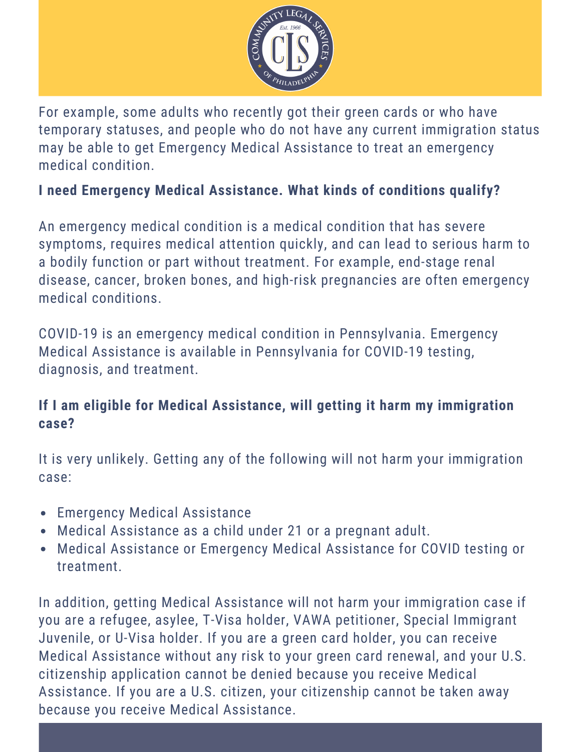For example, some adults who recently got their green cards or who have temporary statuses, and people who do not have any current immigration status may be able to get Emergency Medical Assistance to treat an emergency medical condition.

**I need Emergency Medical Assistance. What kinds of conditions qualify?**

An emergency medical condition is a medical condition that has severe symptoms, requires medical attention quickly, and can lead to serious harm to a bodily function or part without treatment. For example, end-stage renal disease, cancer, broken bones, and high-risk pregnancies are often emergency medical conditions.

COVID-19 is an emergency medical condition in Pennsylvania. Emergency Medical Assistance is available in Pennsylvania for COVID-19 testing, diagnosis, and treatment.

**If I am eligible for Medical Assistance, will getting it harm my immigration case?**

It is very unlikely. Getting any of the following will not harm your immigration case:

- Emergency Medical Assistance
- Medical Assistance as a child under 21 or a pregnant adult.
- Medical Assistance or Emergency Medical Assistance for COVID testing or treatment.

In addition, getting Medical Assistance will not harm your immigration case if you are a refugee, asylee, T-Visa holder, VAWA petitioner, Special Immigrant Juvenile, or U-Visa holder. If you are a green card holder, you can receive Medical Assistance without any risk to your green card renewal, and your U.S. citizenship application cannot be denied because you receive Medical Assistance. If you are a U.S. citizen, your citizenship cannot be taken away because you receive Medical Assistance.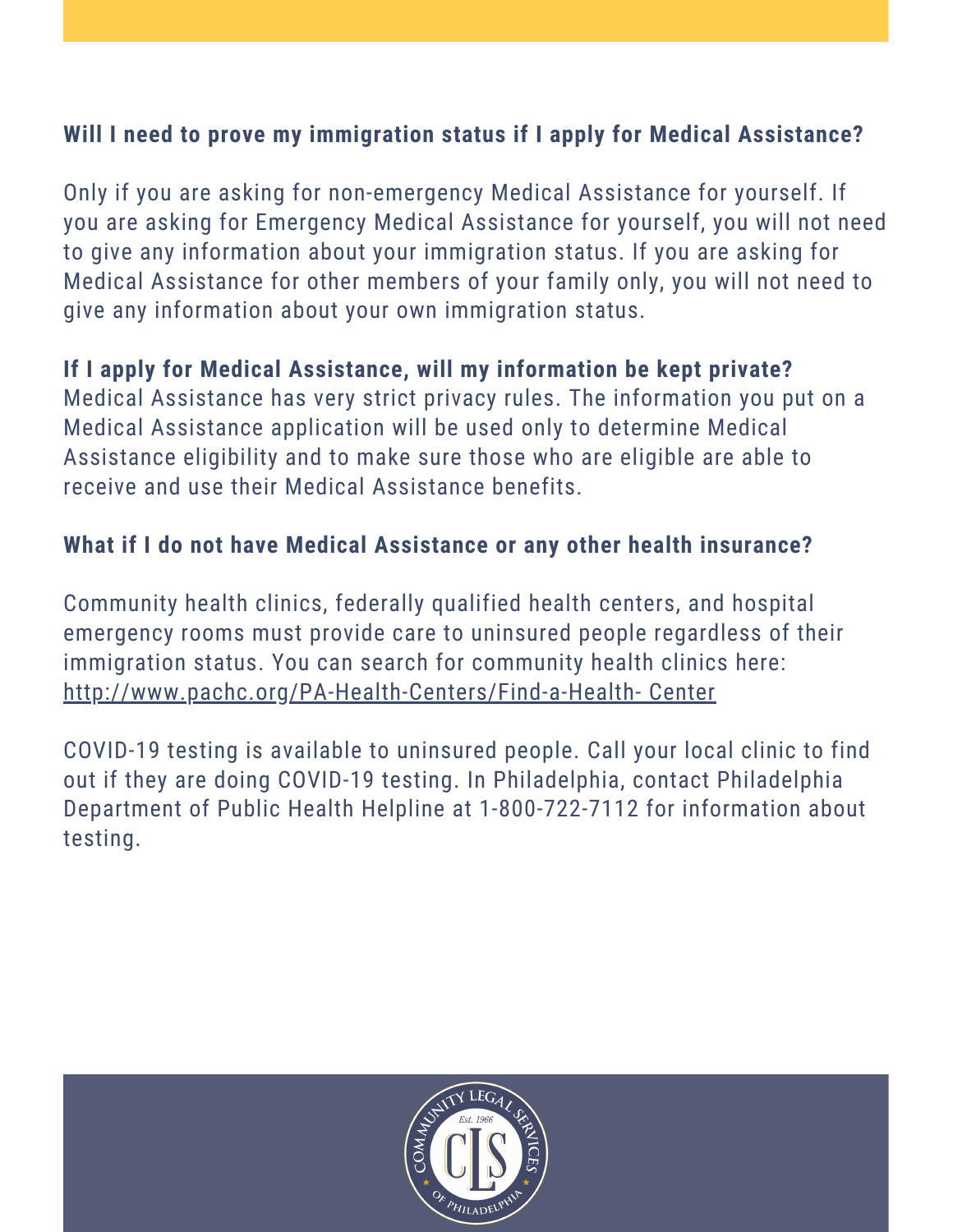**Will I need to prove my immigration status if I apply for Medical Assistance?**

Only if you are asking for non-emergency Medical Assistance for yourself. If you are asking for Emergency Medical Assistance for yourself, you will not need to give any information about your immigration status. If you are asking for Medical Assistance for other members of your family only, you will not need to give any information about your own immigration status.

**If I apply for Medical Assistance, will my information be kept private?**

Medical Assistance has very strict privacy rules. The information you put on a Medical Assistance application will be used only to determine Medical Assistance eligibility and to make sure those who are eligible are able to receive and use their Medical Assistance benefits.

**What if I do not have Medical Assistance or any other health insurance?**

Community health clinics, federally qualified health centers, and hospital emergency rooms must provide care to uninsured people regardless of their immigration status. You can search for community health clinics here: http://www.pachc.org/PA-Health-Centers/Find-a-Health- Center

COVID-19 testing is available to uninsured people. Call your local clinic to find out if they are doing COVID-19 testing. In Philadelphia, contact Philadelphia Department of Public Health Helpline at 1-800-722-7112 for information about testing.